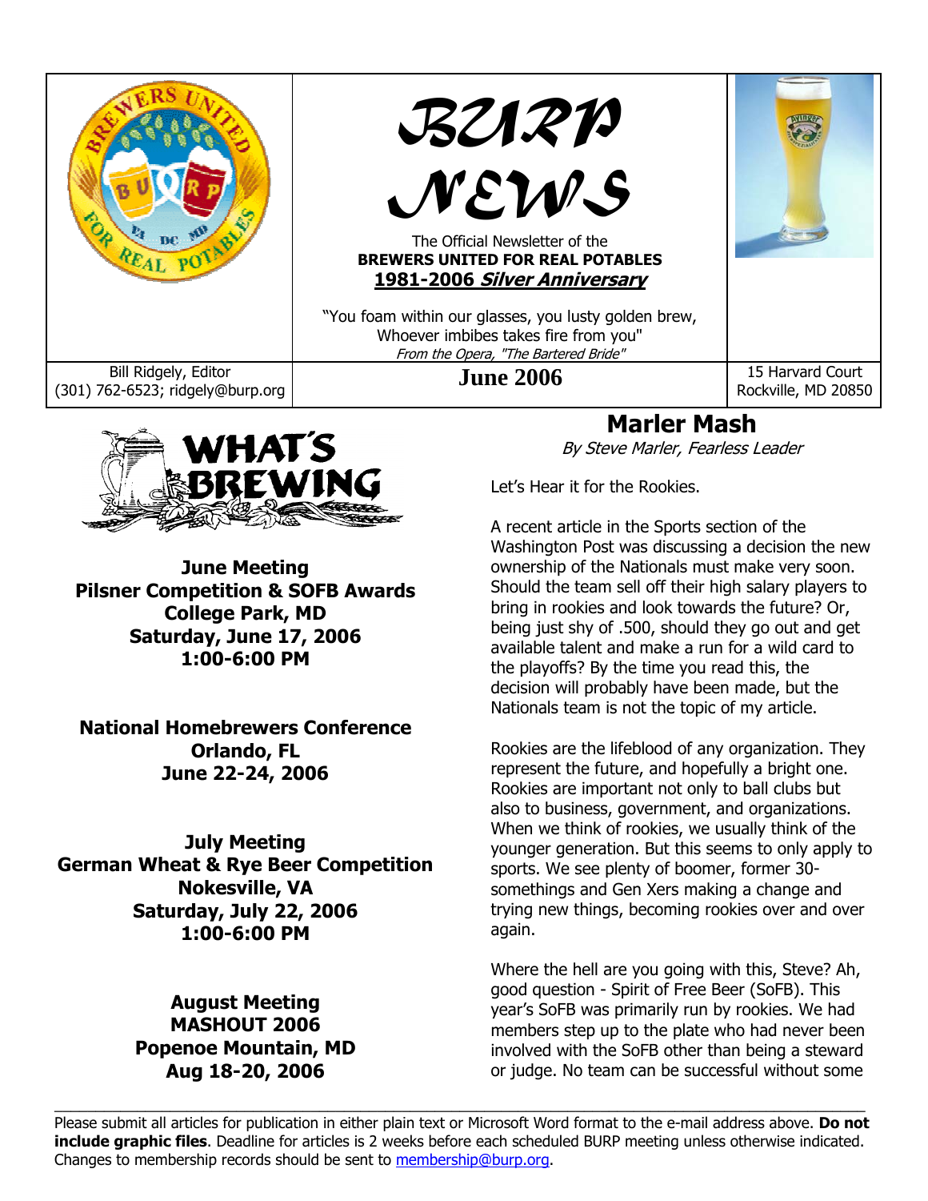# BURP NEWS

The Official Newsletter of the
**BREWERS UNITED FOR REAL POTABLES**
**1981-2006 *Silver Anniversary***

"You foam within our glasses, you lusty golden brew,
Whoever imbibes takes fire from you"
*From the Opera, "The Bartered Bride"*

Bill Ridgely, Editor
(301) 762-6523; ridgely@burp.org

**June 2006**

15 Harvard Court
Rockville, MD 20850

## WHAT'S BREWING

**June Meeting**
**Pilsner Competition & SOFB Awards**
**College Park, MD**
**Saturday, June 17, 2006**
**1:00-6:00 PM**

**National Homebrewers Conference**
**Orlando, FL**
**June 22-24, 2006**

**July Meeting**
**German Wheat & Rye Beer Competition**
**Nokesville, VA**
**Saturday, July 22, 2006**
**1:00-6:00 PM**

**August Meeting**
**MASHOUT 2006**
**Popenoe Mountain, MD**
**Aug 18-20, 2006**

## Marler Mash

*By Steve Marler, Fearless Leader*

Let's Hear it for the Rookies.

A recent article in the Sports section of the Washington Post was discussing a decision the new ownership of the Nationals must make very soon. Should the team sell off their high salary players to bring in rookies and look towards the future? Or, being just shy of .500, should they go out and get available talent and make a run for a wild card to the playoffs? By the time you read this, the decision will probably have been made, but the Nationals team is not the topic of my article.

Rookies are the lifeblood of any organization. They represent the future, and hopefully a bright one. Rookies are important not only to ball clubs but also to business, government, and organizations. When we think of rookies, we usually think of the younger generation. But this seems to only apply to sports. We see plenty of boomer, former 30-somethings and Gen Xers making a change and trying new things, becoming rookies over and over again.

Where the hell are you going with this, Steve? Ah, good question - Spirit of Free Beer (SoFB). This year's SoFB was primarily run by rookies. We had members step up to the plate who had never been involved with the SoFB other than being a steward or judge. No team can be successful without some

---

Please submit all articles for publication in either plain text or Microsoft Word format to the e-mail address above. **Do not include graphic files**. Deadline for articles is 2 weeks before each scheduled BURP meeting unless otherwise indicated. Changes to membership records should be sent to membership@burp.org.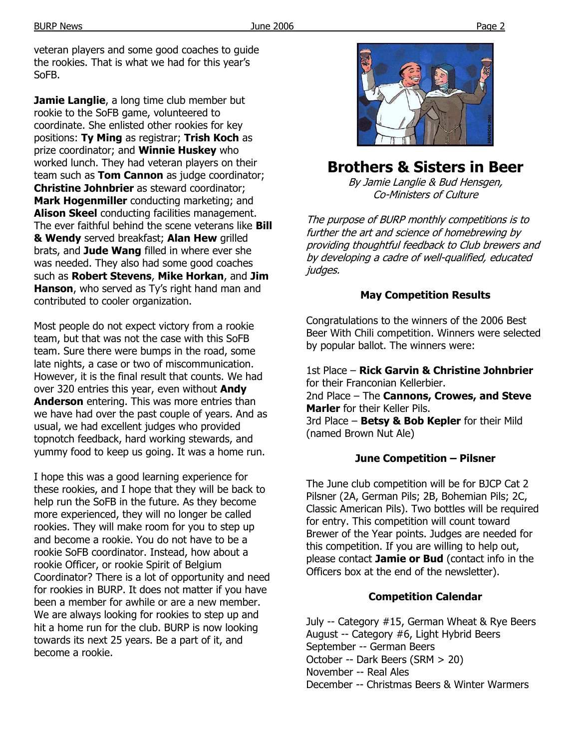veteran players and some good coaches to guide the rookies. That is what we had for this year's SoFB.

**Jamie Langlie**, a long time club member but rookie to the SoFB game, volunteered to coordinate. She enlisted other rookies for key positions: **Ty Ming** as registrar; **Trish Koch** as prize coordinator; and **Winnie Huskey** who worked lunch. They had veteran players on their team such as **Tom Cannon** as judge coordinator; **Christine Johnbrier** as steward coordinator; **Mark Hogenmiller** conducting marketing; and **Alison Skeel** conducting facilities management. The ever faithful behind the scene veterans like **Bill & Wendy** served breakfast; **Alan Hew** grilled brats, and **Jude Wang** filled in where ever she was needed. They also had some good coaches such as **Robert Stevens**, **Mike Horkan**, and **Jim Hanson**, who served as Ty's right hand man and contributed to cooler organization.

Most people do not expect victory from a rookie team, but that was not the case with this SoFB team. Sure there were bumps in the road, some late nights, a case or two of miscommunication. However, it is the final result that counts. We had over 320 entries this year, even without **Andy Anderson** entering. This was more entries than we have had over the past couple of years. And as usual, we had excellent judges who provided topnotch feedback, hard working stewards, and yummy food to keep us going. It was a home run.

I hope this was a good learning experience for these rookies, and I hope that they will be back to help run the SoFB in the future. As they become more experienced, they will no longer be called rookies. They will make room for you to step up and become a rookie. You do not have to be a rookie SoFB coordinator. Instead, how about a rookie Officer, or rookie Spirit of Belgium Coordinator? There is a lot of opportunity and need for rookies in BURP. It does not matter if you have been a member for awhile or are a new member. We are always looking for rookies to step up and hit a home run for the club. BURP is now looking towards its next 25 years. Be a part of it, and become a rookie.

# Brothers & Sisters in Beer

*By Jamie Langlie & Bud Hensgen, Co-Ministers of Culture*

*The purpose of BURP monthly competitions is to further the art and science of homebrewing by providing thoughtful feedback to Club brewers and by developing a cadre of well-qualified, educated judges.*

### May Competition Results

Congratulations to the winners of the 2006 Best Beer With Chili competition. Winners were selected by popular ballot. The winners were:

1st Place – **Rick Garvin & Christine Johnbrier** for their Franconian Kellerbier.
2nd Place – The **Cannons, Crowes, and Steve Marler** for their Keller Pils.
3rd Place – **Betsy & Bob Kepler** for their Mild (named Brown Nut Ale)

### June Competition – Pilsner

The June club competition will be for BJCP Cat 2 Pilsner (2A, German Pils; 2B, Bohemian Pils; 2C, Classic American Pils). Two bottles will be required for entry. This competition will count toward Brewer of the Year points. Judges are needed for this competition. If you are willing to help out, please contact **Jamie or Bud** (contact info in the Officers box at the end of the newsletter).

### Competition Calendar

July -- Category #15, German Wheat & Rye Beers
August -- Category #6, Light Hybrid Beers
September -- German Beers
October -- Dark Beers (SRM > 20)
November -- Real Ales
December -- Christmas Beers & Winter Warmers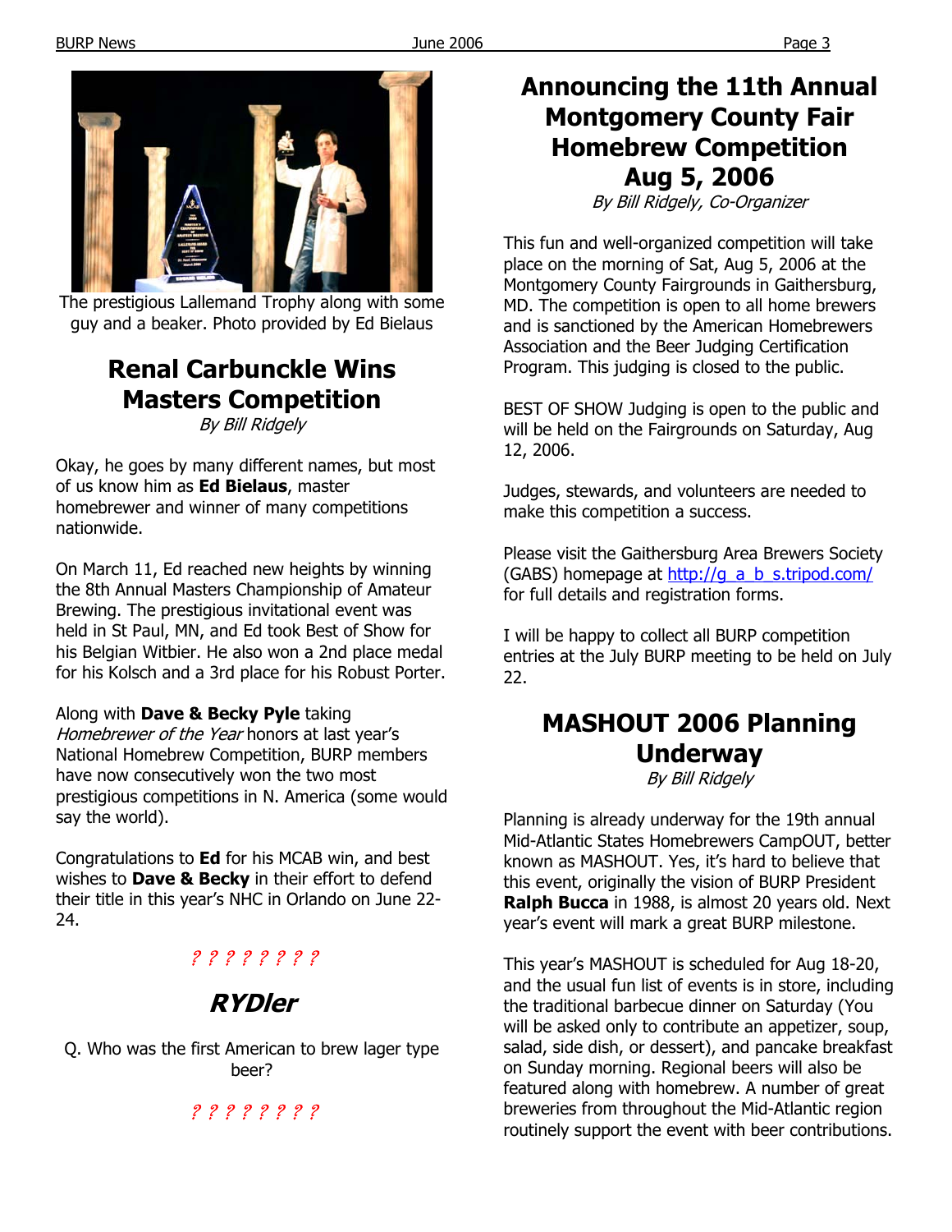The prestigious Lallemand Trophy along with some guy and a beaker. Photo provided by Ed Bielaus

## Renal Carbunckle Wins Masters Competition

*By Bill Ridgely*

Okay, he goes by many different names, but most of us know him as **Ed Bielaus**, master homebrewer and winner of many competitions nationwide.

On March 11, Ed reached new heights by winning the 8th Annual Masters Championship of Amateur Brewing. The prestigious invitational event was held in St Paul, MN, and Ed took Best of Show for his Belgian Witbier. He also won a 2nd place medal for his Kolsch and a 3rd place for his Robust Porter.

Along with **Dave & Becky Pyle** taking *Homebrewer of the Year* honors at last year's National Homebrew Competition, BURP members have now consecutively won the two most prestigious competitions in N. America (some would say the world).

Congratulations to **Ed** for his MCAB win, and best wishes to **Dave & Becky** in their effort to defend their title in this year's NHC in Orlando on June 22-24.

? ? ? ? ? ? ? ?

## *RYDler*

Q. Who was the first American to brew lager type beer?

? ? ? ? ? ? ? ?

## Announcing the 11th Annual Montgomery County Fair Homebrew Competition Aug 5, 2006

*By Bill Ridgely, Co-Organizer*

This fun and well-organized competition will take place on the morning of Sat, Aug 5, 2006 at the Montgomery County Fairgrounds in Gaithersburg, MD. The competition is open to all home brewers and is sanctioned by the American Homebrewers Association and the Beer Judging Certification Program. This judging is closed to the public.

BEST OF SHOW Judging is open to the public and will be held on the Fairgrounds on Saturday, Aug 12, 2006.

Judges, stewards, and volunteers are needed to make this competition a success.

Please visit the Gaithersburg Area Brewers Society (GABS) homepage at http://g_a_b_s.tripod.com/ for full details and registration forms.

I will be happy to collect all BURP competition entries at the July BURP meeting to be held on July 22.

## MASHOUT 2006 Planning Underway

*By Bill Ridgely*

Planning is already underway for the 19th annual Mid-Atlantic States Homebrewers CampOUT, better known as MASHOUT. Yes, it's hard to believe that this event, originally the vision of BURP President **Ralph Bucca** in 1988, is almost 20 years old. Next year's event will mark a great BURP milestone.

This year's MASHOUT is scheduled for Aug 18-20, and the usual fun list of events is in store, including the traditional barbecue dinner on Saturday (You will be asked only to contribute an appetizer, soup, salad, side dish, or dessert), and pancake breakfast on Sunday morning. Regional beers will also be featured along with homebrew. A number of great breweries from throughout the Mid-Atlantic region routinely support the event with beer contributions.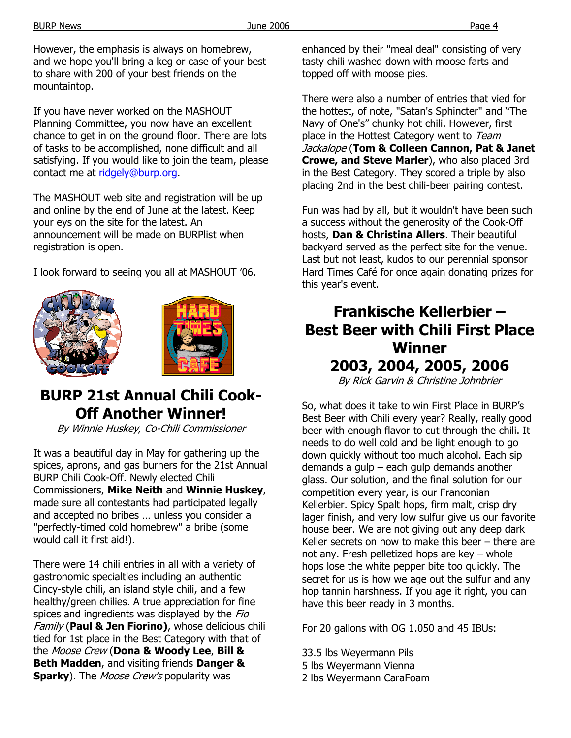However, the emphasis is always on homebrew, and we hope you'll bring a keg or case of your best to share with 200 of your best friends on the mountaintop.

If you have never worked on the MASHOUT Planning Committee, you now have an excellent chance to get in on the ground floor. There are lots of tasks to be accomplished, none difficult and all satisfying. If you would like to join the team, please contact me at ridgely@burp.org.

The MASHOUT web site and registration will be up and online by the end of June at the latest. Keep your eys on the site for the latest. An announcement will be made on BURPlist when registration is open.

I look forward to seeing you all at MASHOUT '06.

# BURP 21st Annual Chili Cook-Off Another Winner!

*By Winnie Huskey, Co-Chili Commissioner*

It was a beautiful day in May for gathering up the spices, aprons, and gas burners for the 21st Annual BURP Chili Cook-Off. Newly elected Chili Commissioners, **Mike Neith** and **Winnie Huskey**, made sure all contestants had participated legally and accepted no bribes … unless you consider a "perfectly-timed cold homebrew" a bribe (some would call it first aid!).

There were 14 chili entries in all with a variety of gastronomic specialties including an authentic Cincy-style chili, an island style chili, and a few healthy/green chilies. A true appreciation for fine spices and ingredients was displayed by the *Fio Family* (**Paul & Jen Fiorino)**, whose delicious chili tied for 1st place in the Best Category with that of the *Moose Crew* (**Dona & Woody Lee**, **Bill & Beth Madden**, and visiting friends **Danger & Sparky**). The *Moose Crew's* popularity was enhanced by their "meal deal" consisting of very tasty chili washed down with moose farts and topped off with moose pies.

There were also a number of entries that vied for the hottest, of note, "Satan's Sphincter" and "The Navy of One's" chunky hot chili. However, first place in the Hottest Category went to *Team Jackalope* (**Tom & Colleen Cannon, Pat & Janet Crowe, and Steve Marler**), who also placed 3rd in the Best Category. They scored a triple by also placing 2nd in the best chili-beer pairing contest.

Fun was had by all, but it wouldn't have been such a success without the generosity of the Cook-Off hosts, **Dan & Christina Allers**. Their beautiful backyard served as the perfect site for the venue. Last but not least, kudos to our perennial sponsor Hard Times Café for once again donating prizes for this year's event.

# Frankische Kellerbier – Best Beer with Chili First Place Winner 2003, 2004, 2005, 2006

*By Rick Garvin & Christine Johnbrier*

So, what does it take to win First Place in BURP's Best Beer with Chili every year? Really, really good beer with enough flavor to cut through the chili. It needs to do well cold and be light enough to go down quickly without too much alcohol. Each sip demands a gulp – each gulp demands another glass. Our solution, and the final solution for our competition every year, is our Franconian Kellerbier. Spicy Spalt hops, firm malt, crisp dry lager finish, and very low sulfur give us our favorite house beer. We are not giving out any deep dark Keller secrets on how to make this beer – there are not any. Fresh pelletized hops are key – whole hops lose the white pepper bite too quickly. The secret for us is how we age out the sulfur and any hop tannin harshness. If you age it right, you can have this beer ready in 3 months.

For 20 gallons with OG 1.050 and 45 IBUs:

33.5 lbs Weyermann Pils
5 lbs Weyermann Vienna
2 lbs Weyermann CaraFoam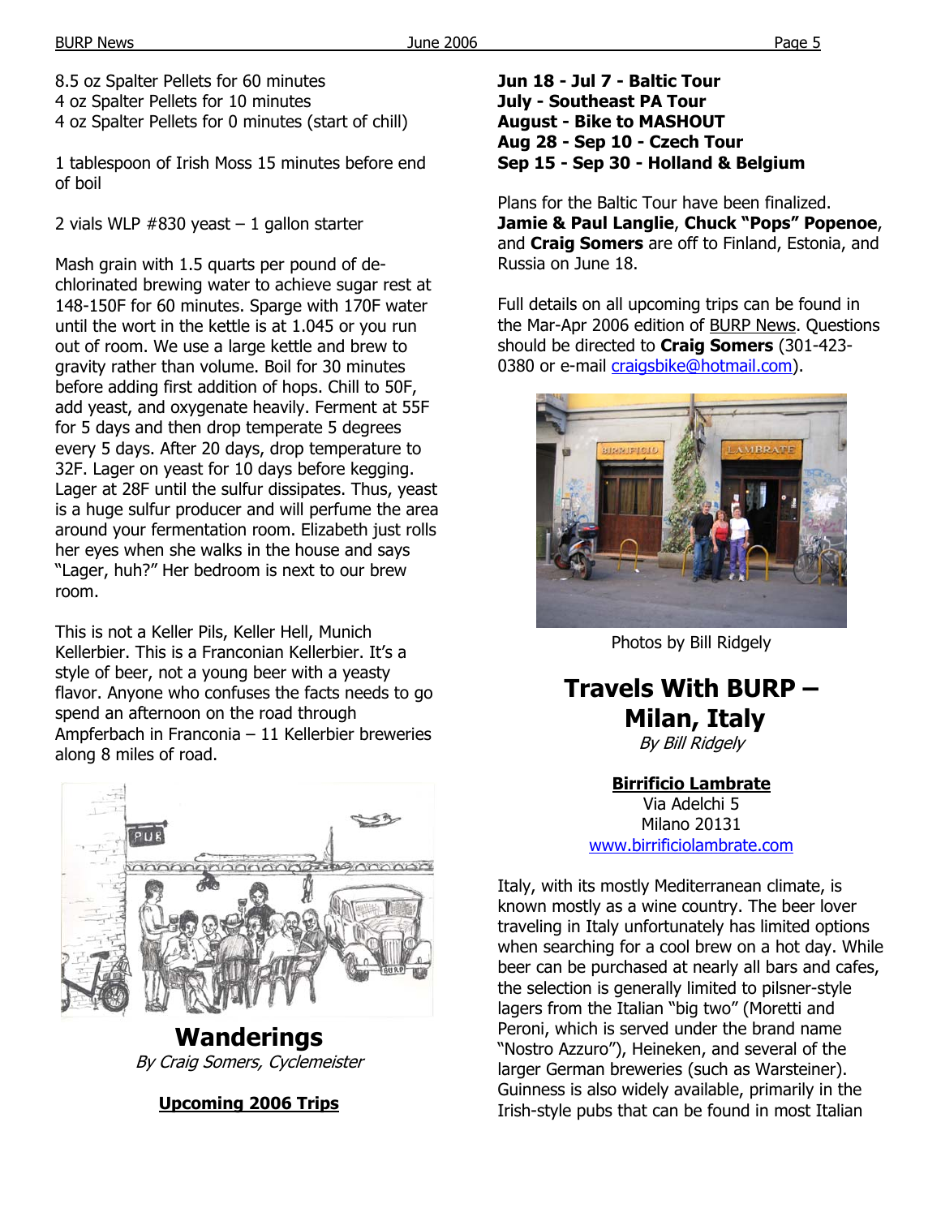8.5 oz Spalter Pellets for 60 minutes
4 oz Spalter Pellets for 10 minutes
4 oz Spalter Pellets for 0 minutes (start of chill)

1 tablespoon of Irish Moss 15 minutes before end of boil

2 vials WLP #830 yeast – 1 gallon starter

Mash grain with 1.5 quarts per pound of de-chlorinated brewing water to achieve sugar rest at 148-150F for 60 minutes. Sparge with 170F water until the wort in the kettle is at 1.045 or you run out of room. We use a large kettle and brew to gravity rather than volume. Boil for 30 minutes before adding first addition of hops. Chill to 50F, add yeast, and oxygenate heavily. Ferment at 55F for 5 days and then drop temperate 5 degrees every 5 days. After 20 days, drop temperature to 32F. Lager on yeast for 10 days before kegging. Lager at 28F until the sulfur dissipates. Thus, yeast is a huge sulfur producer and will perfume the area around your fermentation room. Elizabeth just rolls her eyes when she walks in the house and says "Lager, huh?" Her bedroom is next to our brew room.

This is not a Keller Pils, Keller Hell, Munich Kellerbier. This is a Franconian Kellerbier. It's a style of beer, not a young beer with a yeasty flavor. Anyone who confuses the facts needs to go spend an afternoon on the road through Ampferbach in Franconia – 11 Kellerbier breweries along 8 miles of road.

## Wanderings

*By Craig Somers, Cyclemeister*

**Upcoming 2006 Trips**

**Jun 18 - Jul 7 - Baltic Tour**
**July - Southeast PA Tour**
**August - Bike to MASHOUT**
**Aug 28 - Sep 10 - Czech Tour**
**Sep 15 - Sep 30 - Holland & Belgium**

Plans for the Baltic Tour have been finalized. **Jamie & Paul Langlie**, **Chuck "Pops" Popenoe**, and **Craig Somers** are off to Finland, Estonia, and Russia on June 18.

Full details on all upcoming trips can be found in the Mar-Apr 2006 edition of BURP News. Questions should be directed to **Craig Somers** (301-423-0380 or e-mail craigsbike@hotmail.com).

Photos by Bill Ridgely

## Travels With BURP – Milan, Italy

*By Bill Ridgely*

**Birrificio Lambrate**
Via Adelchi 5
Milano 20131
www.birrificiolambrate.com

Italy, with its mostly Mediterranean climate, is known mostly as a wine country. The beer lover traveling in Italy unfortunately has limited options when searching for a cool brew on a hot day. While beer can be purchased at nearly all bars and cafes, the selection is generally limited to pilsner-style lagers from the Italian "big two" (Moretti and Peroni, which is served under the brand name "Nostro Azzuro"), Heineken, and several of the larger German breweries (such as Warsteiner). Guinness is also widely available, primarily in the Irish-style pubs that can be found in most Italian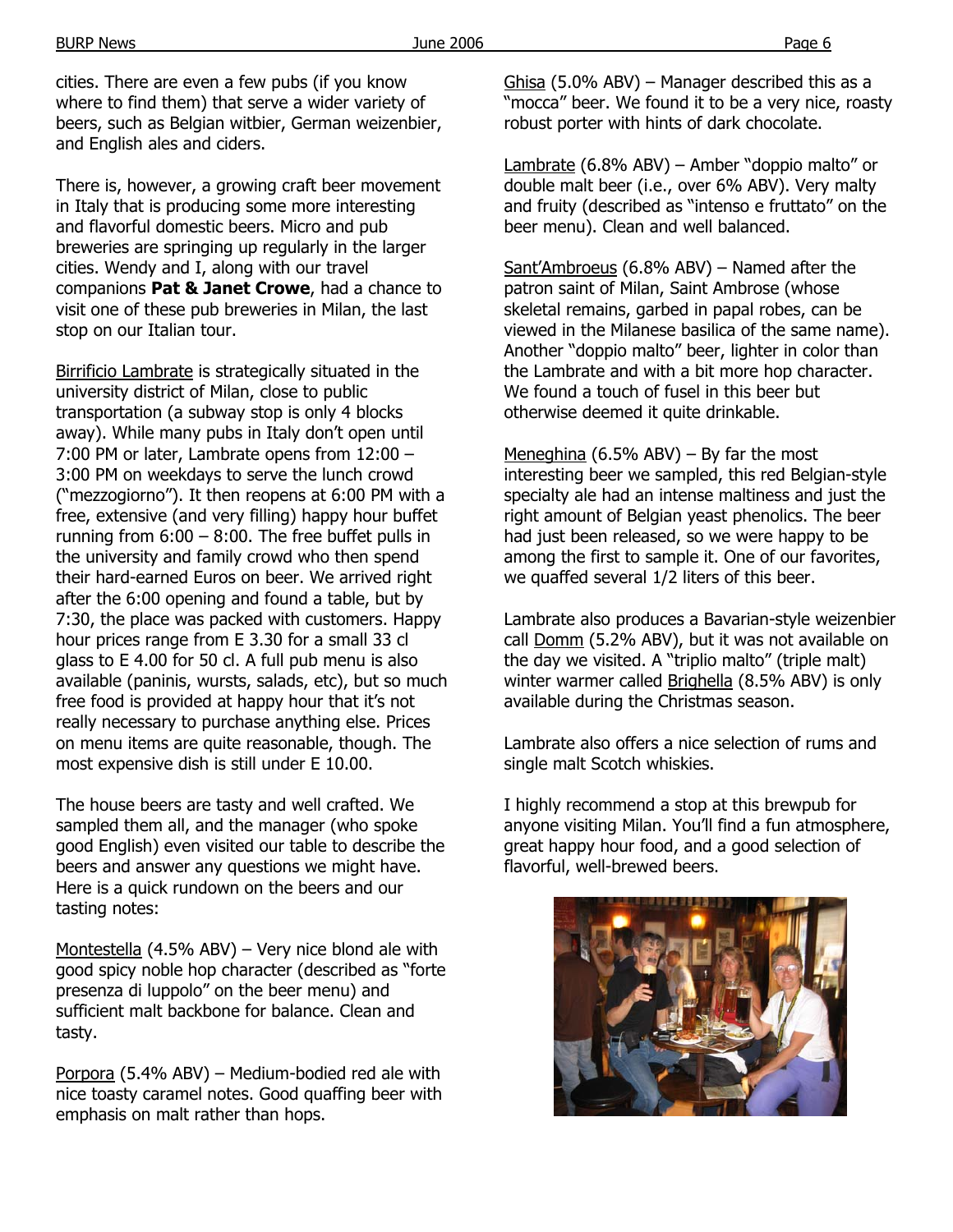cities. There are even a few pubs (if you know where to find them) that serve a wider variety of beers, such as Belgian witbier, German weizenbier, and English ales and ciders.

There is, however, a growing craft beer movement in Italy that is producing some more interesting and flavorful domestic beers. Micro and pub breweries are springing up regularly in the larger cities. Wendy and I, along with our travel companions **Pat & Janet Crowe**, had a chance to visit one of these pub breweries in Milan, the last stop on our Italian tour.

Birrificio Lambrate is strategically situated in the university district of Milan, close to public transportation (a subway stop is only 4 blocks away). While many pubs in Italy don't open until 7:00 PM or later, Lambrate opens from 12:00 – 3:00 PM on weekdays to serve the lunch crowd ("mezzogiorno"). It then reopens at 6:00 PM with a free, extensive (and very filling) happy hour buffet running from 6:00 – 8:00. The free buffet pulls in the university and family crowd who then spend their hard-earned Euros on beer. We arrived right after the 6:00 opening and found a table, but by 7:30, the place was packed with customers. Happy hour prices range from E 3.30 for a small 33 cl glass to E 4.00 for 50 cl. A full pub menu is also available (paninis, wursts, salads, etc), but so much free food is provided at happy hour that it's not really necessary to purchase anything else. Prices on menu items are quite reasonable, though. The most expensive dish is still under E 10.00.

The house beers are tasty and well crafted. We sampled them all, and the manager (who spoke good English) even visited our table to describe the beers and answer any questions we might have. Here is a quick rundown on the beers and our tasting notes:

Montestella (4.5% ABV) – Very nice blond ale with good spicy noble hop character (described as "forte presenza di luppolo" on the beer menu) and sufficient malt backbone for balance. Clean and tasty.

Porpora (5.4% ABV) – Medium-bodied red ale with nice toasty caramel notes. Good quaffing beer with emphasis on malt rather than hops.

Ghisa (5.0% ABV) – Manager described this as a "mocca" beer. We found it to be a very nice, roasty robust porter with hints of dark chocolate.

Lambrate (6.8% ABV) – Amber "doppio malto" or double malt beer (i.e., over 6% ABV). Very malty and fruity (described as "intenso e fruttato" on the beer menu). Clean and well balanced.

Sant'Ambroeus (6.8% ABV) – Named after the patron saint of Milan, Saint Ambrose (whose skeletal remains, garbed in papal robes, can be viewed in the Milanese basilica of the same name). Another "doppio malto" beer, lighter in color than the Lambrate and with a bit more hop character. We found a touch of fusel in this beer but otherwise deemed it quite drinkable.

Meneghina (6.5% ABV) – By far the most interesting beer we sampled, this red Belgian-style specialty ale had an intense maltiness and just the right amount of Belgian yeast phenolics. The beer had just been released, so we were happy to be among the first to sample it. One of our favorites, we quaffed several 1/2 liters of this beer.

Lambrate also produces a Bavarian-style weizenbier call Domm (5.2% ABV), but it was not available on the day we visited. A "triplio malto" (triple malt) winter warmer called Brighella (8.5% ABV) is only available during the Christmas season.

Lambrate also offers a nice selection of rums and single malt Scotch whiskies.

I highly recommend a stop at this brewpub for anyone visiting Milan. You'll find a fun atmosphere, great happy hour food, and a good selection of flavorful, well-brewed beers.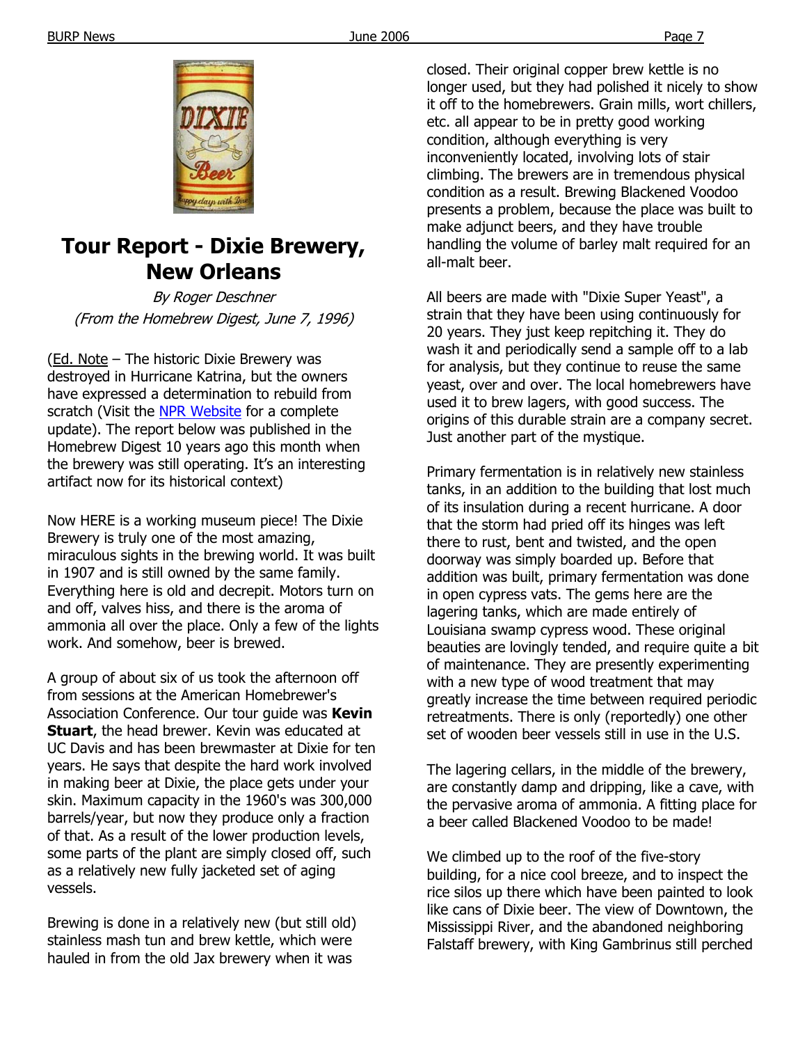# Tour Report - Dixie Brewery, New Orleans

*By Roger Deschner*
*(From the Homebrew Digest, June 7, 1996)*

(Ed. Note – The historic Dixie Brewery was destroyed in Hurricane Katrina, but the owners have expressed a determination to rebuild from scratch (Visit the NPR Website for a complete update). The report below was published in the Homebrew Digest 10 years ago this month when the brewery was still operating. It's an interesting artifact now for its historical context)

Now HERE is a working museum piece! The Dixie Brewery is truly one of the most amazing, miraculous sights in the brewing world. It was built in 1907 and is still owned by the same family. Everything here is old and decrepit. Motors turn on and off, valves hiss, and there is the aroma of ammonia all over the place. Only a few of the lights work. And somehow, beer is brewed.

A group of about six of us took the afternoon off from sessions at the American Homebrewer's Association Conference. Our tour guide was **Kevin Stuart**, the head brewer. Kevin was educated at UC Davis and has been brewmaster at Dixie for ten years. He says that despite the hard work involved in making beer at Dixie, the place gets under your skin. Maximum capacity in the 1960's was 300,000 barrels/year, but now they produce only a fraction of that. As a result of the lower production levels, some parts of the plant are simply closed off, such as a relatively new fully jacketed set of aging vessels.

Brewing is done in a relatively new (but still old) stainless mash tun and brew kettle, which were hauled in from the old Jax brewery when it was closed. Their original copper brew kettle is no longer used, but they had polished it nicely to show it off to the homebrewers. Grain mills, wort chillers, etc. all appear to be in pretty good working condition, although everything is very inconveniently located, involving lots of stair climbing. The brewers are in tremendous physical condition as a result. Brewing Blackened Voodoo presents a problem, because the place was built to make adjunct beers, and they have trouble handling the volume of barley malt required for an all-malt beer.

All beers are made with "Dixie Super Yeast", a strain that they have been using continuously for 20 years. They just keep repitching it. They do wash it and periodically send a sample off to a lab for analysis, but they continue to reuse the same yeast, over and over. The local homebrewers have used it to brew lagers, with good success. The origins of this durable strain are a company secret. Just another part of the mystique.

Primary fermentation is in relatively new stainless tanks, in an addition to the building that lost much of its insulation during a recent hurricane. A door that the storm had pried off its hinges was left there to rust, bent and twisted, and the open doorway was simply boarded up. Before that addition was built, primary fermentation was done in open cypress vats. The gems here are the lagering tanks, which are made entirely of Louisiana swamp cypress wood. These original beauties are lovingly tended, and require quite a bit of maintenance. They are presently experimenting with a new type of wood treatment that may greatly increase the time between required periodic retreatments. There is only (reportedly) one other set of wooden beer vessels still in use in the U.S.

The lagering cellars, in the middle of the brewery, are constantly damp and dripping, like a cave, with the pervasive aroma of ammonia. A fitting place for a beer called Blackened Voodoo to be made!

We climbed up to the roof of the five-story building, for a nice cool breeze, and to inspect the rice silos up there which have been painted to look like cans of Dixie beer. The view of Downtown, the Mississippi River, and the abandoned neighboring Falstaff brewery, with King Gambrinus still perched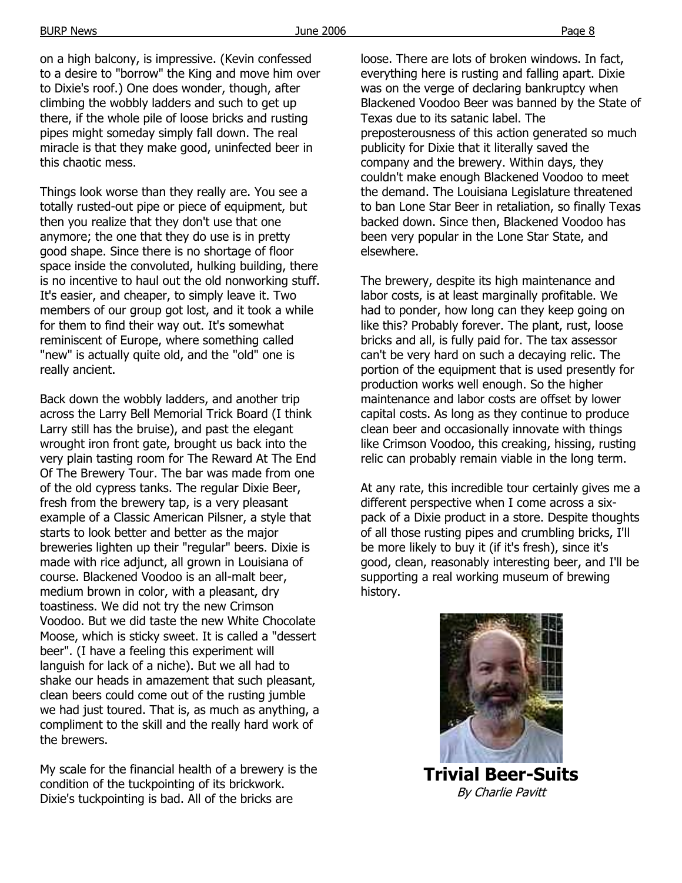on a high balcony, is impressive. (Kevin confessed to a desire to "borrow" the King and move him over to Dixie's roof.) One does wonder, though, after climbing the wobbly ladders and such to get up there, if the whole pile of loose bricks and rusting pipes might someday simply fall down. The real miracle is that they make good, uninfected beer in this chaotic mess.

Things look worse than they really are. You see a totally rusted-out pipe or piece of equipment, but then you realize that they don't use that one anymore; the one that they do use is in pretty good shape. Since there is no shortage of floor space inside the convoluted, hulking building, there is no incentive to haul out the old nonworking stuff. It's easier, and cheaper, to simply leave it. Two members of our group got lost, and it took a while for them to find their way out. It's somewhat reminiscent of Europe, where something called "new" is actually quite old, and the "old" one is really ancient.

Back down the wobbly ladders, and another trip across the Larry Bell Memorial Trick Board (I think Larry still has the bruise), and past the elegant wrought iron front gate, brought us back into the very plain tasting room for The Reward At The End Of The Brewery Tour. The bar was made from one of the old cypress tanks. The regular Dixie Beer, fresh from the brewery tap, is a very pleasant example of a Classic American Pilsner, a style that starts to look better and better as the major breweries lighten up their "regular" beers. Dixie is made with rice adjunct, all grown in Louisiana of course. Blackened Voodoo is an all-malt beer, medium brown in color, with a pleasant, dry toastiness. We did not try the new Crimson Voodoo. But we did taste the new White Chocolate Moose, which is sticky sweet. It is called a "dessert beer". (I have a feeling this experiment will languish for lack of a niche). But we all had to shake our heads in amazement that such pleasant, clean beers could come out of the rusting jumble we had just toured. That is, as much as anything, a compliment to the skill and the really hard work of the brewers.

My scale for the financial health of a brewery is the condition of the tuckpointing of its brickwork. Dixie's tuckpointing is bad. All of the bricks are loose. There are lots of broken windows. In fact, everything here is rusting and falling apart. Dixie was on the verge of declaring bankruptcy when Blackened Voodoo Beer was banned by the State of Texas due to its satanic label. The preposterousness of this action generated so much publicity for Dixie that it literally saved the company and the brewery. Within days, they couldn't make enough Blackened Voodoo to meet the demand. The Louisiana Legislature threatened to ban Lone Star Beer in retaliation, so finally Texas backed down. Since then, Blackened Voodoo has been very popular in the Lone Star State, and elsewhere.

The brewery, despite its high maintenance and labor costs, is at least marginally profitable. We had to ponder, how long can they keep going on like this? Probably forever. The plant, rust, loose bricks and all, is fully paid for. The tax assessor can't be very hard on such a decaying relic. The portion of the equipment that is used presently for production works well enough. So the higher maintenance and labor costs are offset by lower capital costs. As long as they continue to produce clean beer and occasionally innovate with things like Crimson Voodoo, this creaking, hissing, rusting relic can probably remain viable in the long term.

At any rate, this incredible tour certainly gives me a different perspective when I come across a six-pack of a Dixie product in a store. Despite thoughts of all those rusting pipes and crumbling bricks, I'll be more likely to buy it (if it's fresh), since it's good, clean, reasonably interesting beer, and I'll be supporting a real working museum of brewing history.

## Trivial Beer-Suits

*By Charlie Pavitt*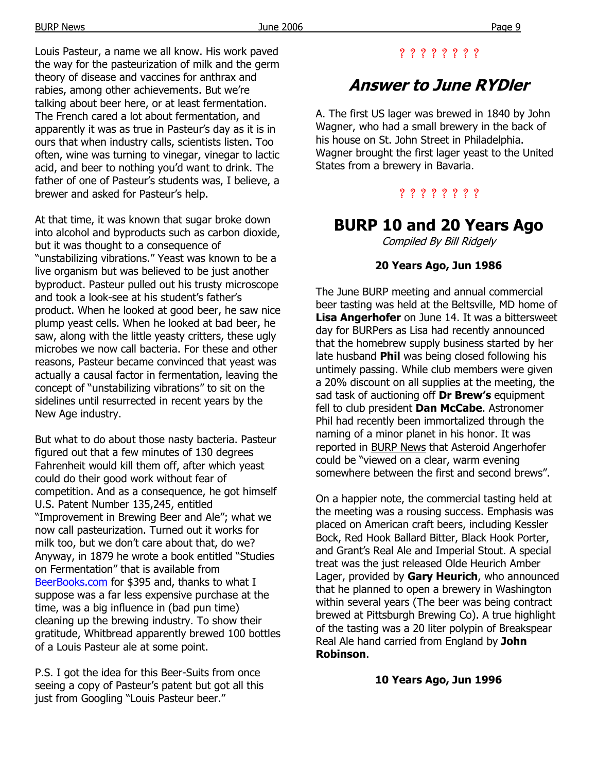Louis Pasteur, a name we all know. His work paved the way for the pasteurization of milk and the germ theory of disease and vaccines for anthrax and rabies, among other achievements. But we're talking about beer here, or at least fermentation. The French cared a lot about fermentation, and apparently it was as true in Pasteur's day as it is in ours that when industry calls, scientists listen. Too often, wine was turning to vinegar, vinegar to lactic acid, and beer to nothing you'd want to drink. The father of one of Pasteur's students was, I believe, a brewer and asked for Pasteur's help.

At that time, it was known that sugar broke down into alcohol and byproducts such as carbon dioxide, but it was thought to a consequence of "unstabilizing vibrations." Yeast was known to be a live organism but was believed to be just another byproduct. Pasteur pulled out his trusty microscope and took a look-see at his student's father's product. When he looked at good beer, he saw nice plump yeast cells. When he looked at bad beer, he saw, along with the little yeasty critters, these ugly microbes we now call bacteria. For these and other reasons, Pasteur became convinced that yeast was actually a causal factor in fermentation, leaving the concept of "unstabilizing vibrations" to sit on the sidelines until resurrected in recent years by the New Age industry.

But what to do about those nasty bacteria. Pasteur figured out that a few minutes of 130 degrees Fahrenheit would kill them off, after which yeast could do their good work without fear of competition. And as a consequence, he got himself U.S. Patent Number 135,245, entitled "Improvement in Brewing Beer and Ale"; what we now call pasteurization. Turned out it works for milk too, but we don't care about that, do we? Anyway, in 1879 he wrote a book entitled "Studies on Fermentation" that is available from BeerBooks.com for $395 and, thanks to what I suppose was a far less expensive purchase at the time, was a big influence in (bad pun time) cleaning up the brewing industry. To show their gratitude, Whitbread apparently brewed 100 bottles of a Louis Pasteur ale at some point.

P.S. I got the idea for this Beer-Suits from once seeing a copy of Pasteur's patent but got all this just from Googling "Louis Pasteur beer."

? ? ? ? ? ? ? ?

## *Answer to June RYDler*

A. The first US lager was brewed in 1840 by John Wagner, who had a small brewery in the back of his house on St. John Street in Philadelphia. Wagner brought the first lager yeast to the United States from a brewery in Bavaria.

? ? ? ? ? ? ? ?

## BURP 10 and 20 Years Ago

*Compiled By Bill Ridgely*

**20 Years Ago, Jun 1986**

The June BURP meeting and annual commercial beer tasting was held at the Beltsville, MD home of **Lisa Angerhofer** on June 14. It was a bittersweet day for BURPers as Lisa had recently announced that the homebrew supply business started by her late husband **Phil** was being closed following his untimely passing. While club members were given a 20% discount on all supplies at the meeting, the sad task of auctioning off **Dr Brew's** equipment fell to club president **Dan McCabe**. Astronomer Phil had recently been immortalized through the naming of a minor planet in his honor. It was reported in BURP News that Asteroid Angerhofer could be "viewed on a clear, warm evening somewhere between the first and second brews".

On a happier note, the commercial tasting held at the meeting was a rousing success. Emphasis was placed on American craft beers, including Kessler Bock, Red Hook Ballard Bitter, Black Hook Porter, and Grant's Real Ale and Imperial Stout. A special treat was the just released Olde Heurich Amber Lager, provided by **Gary Heurich**, who announced that he planned to open a brewery in Washington within several years (The beer was being contract brewed at Pittsburgh Brewing Co). A true highlight of the tasting was a 20 liter polypin of Breakspear Real Ale hand carried from England by **John Robinson**.

**10 Years Ago, Jun 1996**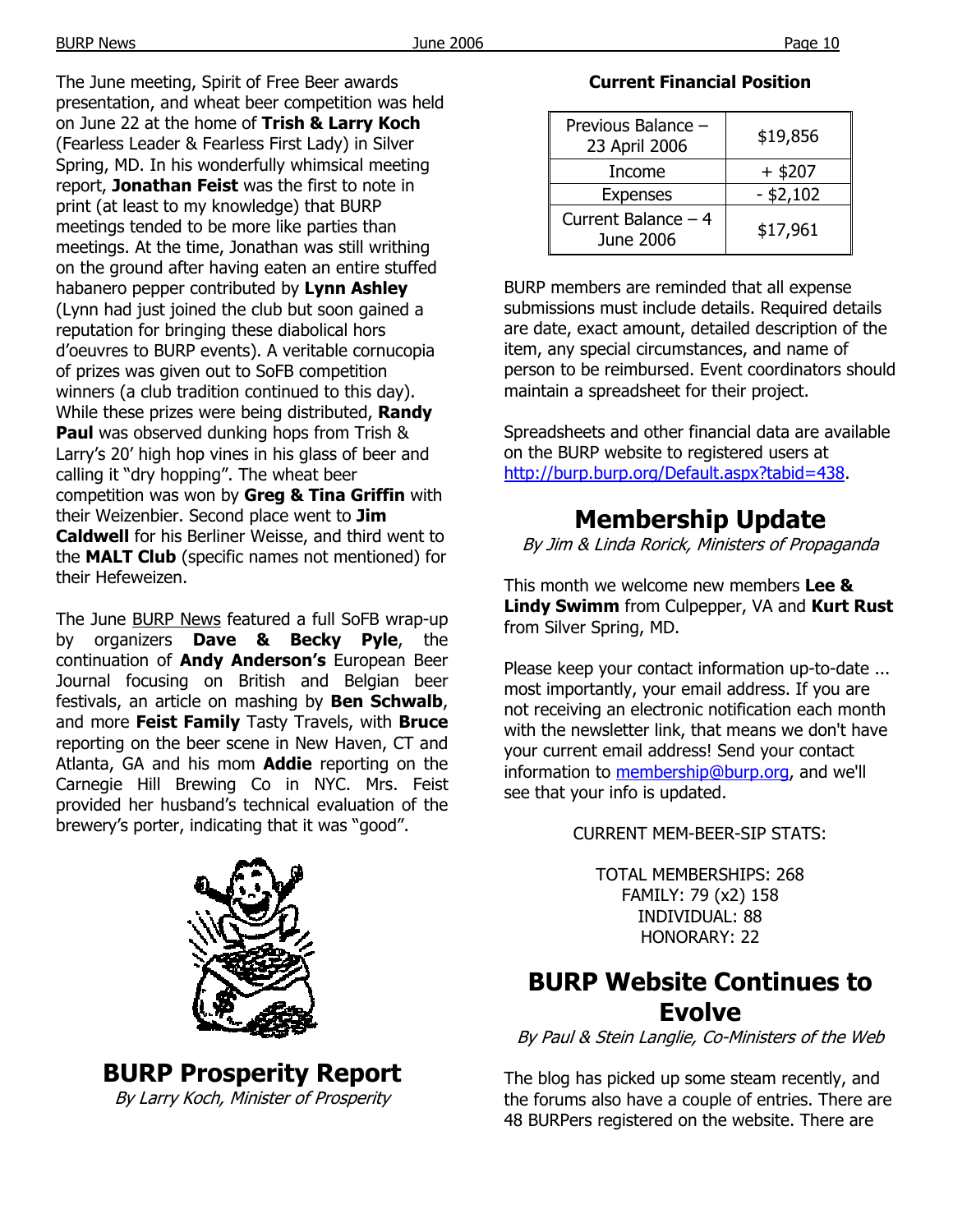The June meeting, Spirit of Free Beer awards presentation, and wheat beer competition was held on June 22 at the home of **Trish & Larry Koch** (Fearless Leader & Fearless First Lady) in Silver Spring, MD. In his wonderfully whimsical meeting report, **Jonathan Feist** was the first to note in print (at least to my knowledge) that BURP meetings tended to be more like parties than meetings. At the time, Jonathan was still writhing on the ground after having eaten an entire stuffed habanero pepper contributed by **Lynn Ashley** (Lynn had just joined the club but soon gained a reputation for bringing these diabolical hors d'oeuvres to BURP events). A veritable cornucopia of prizes was given out to SoFB competition winners (a club tradition continued to this day). While these prizes were being distributed, **Randy Paul** was observed dunking hops from Trish & Larry's 20' high hop vines in his glass of beer and calling it "dry hopping". The wheat beer competition was won by **Greg & Tina Griffin** with their Weizenbier. Second place went to **Jim Caldwell** for his Berliner Weisse, and third went to the **MALT Club** (specific names not mentioned) for their Hefeweizen.

The June BURP News featured a full SoFB wrap-up by organizers **Dave & Becky Pyle**, the continuation of **Andy Anderson's** European Beer Journal focusing on British and Belgian beer festivals, an article on mashing by **Ben Schwalb**, and more **Feist Family** Tasty Travels, with **Bruce** reporting on the beer scene in New Haven, CT and Atlanta, GA and his mom **Addie** reporting on the Carnegie Hill Brewing Co in NYC. Mrs. Feist provided her husband's technical evaluation of the brewery's porter, indicating that it was "good".

# BURP Prosperity Report

*By Larry Koch, Minister of Prosperity*

**Current Financial Position**

| Previous Balance – 23 April 2006 | $19,856 |
|---|---|
| Income | + $207 |
| Expenses | - $2,102 |
| Current Balance – 4 June 2006 | $17,961 |

BURP members are reminded that all expense submissions must include details. Required details are date, exact amount, detailed description of the item, any special circumstances, and name of person to be reimbursed. Event coordinators should maintain a spreadsheet for their project.

Spreadsheets and other financial data are available on the BURP website to registered users at http://burp.burp.org/Default.aspx?tabid=438.

# Membership Update

*By Jim & Linda Rorick, Ministers of Propaganda*

This month we welcome new members **Lee & Lindy Swimm** from Culpepper, VA and **Kurt Rust** from Silver Spring, MD.

Please keep your contact information up-to-date ... most importantly, your email address. If you are not receiving an electronic notification each month with the newsletter link, that means we don't have your current email address! Send your contact information to membership@burp.org, and we'll see that your info is updated.

CURRENT MEM-BEER-SIP STATS:

TOTAL MEMBERSHIPS: 268
FAMILY: 79 (x2) 158
INDIVIDUAL: 88
HONORARY: 22

# BURP Website Continues to Evolve

*By Paul & Stein Langlie, Co-Ministers of the Web*

The blog has picked up some steam recently, and the forums also have a couple of entries. There are 48 BURPers registered on the website. There are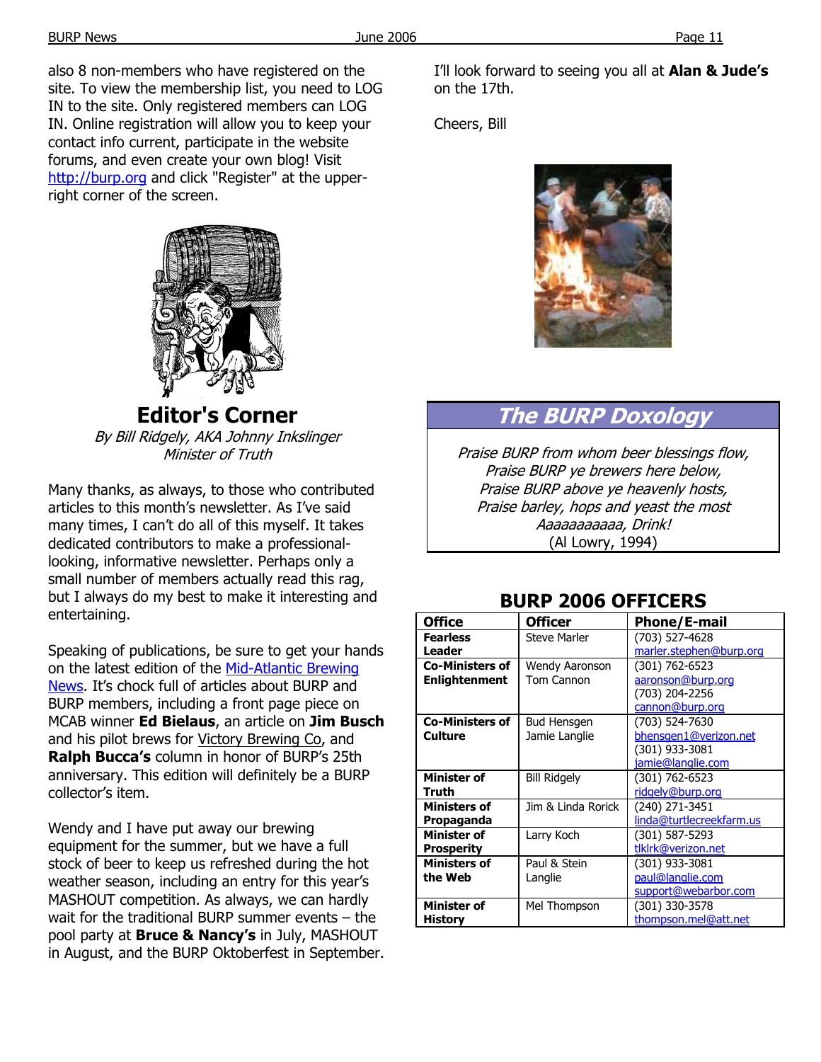also 8 non-members who have registered on the site. To view the membership list, you need to LOG IN to the site. Only registered members can LOG IN. Online registration will allow you to keep your contact info current, participate in the website forums, and even create your own blog! Visit http://burp.org and click "Register" at the upper-right corner of the screen.

# Editor's Corner

*By Bill Ridgely, AKA Johnny Inkslinger*
*Minister of Truth*

Many thanks, as always, to those who contributed articles to this month's newsletter. As I've said many times, I can't do all of this myself. It takes dedicated contributors to make a professional-looking, informative newsletter. Perhaps only a small number of members actually read this rag, but I always do my best to make it interesting and entertaining.

Speaking of publications, be sure to get your hands on the latest edition of the Mid-Atlantic Brewing News. It's chock full of articles about BURP and BURP members, including a front page piece on MCAB winner **Ed Bielaus**, an article on **Jim Busch** and his pilot brews for Victory Brewing Co, and **Ralph Bucca's** column in honor of BURP's 25th anniversary. This edition will definitely be a BURP collector's item.

Wendy and I have put away our brewing equipment for the summer, but we have a full stock of beer to keep us refreshed during the hot weather season, including an entry for this year's MASHOUT competition. As always, we can hardly wait for the traditional BURP summer events – the pool party at **Bruce & Nancy's** in July, MASHOUT in August, and the BURP Oktoberfest in September.

I'll look forward to seeing you all at **Alan & Jude's** on the 17th.

Cheers, Bill

## *The BURP Doxology*

*Praise BURP from whom beer blessings flow,*
*Praise BURP ye brewers here below,*
*Praise BURP above ye heavenly hosts,*
*Praise barley, hops and yeast the most*
*Aaaaaaaaaaa, Drink!*
(Al Lowry, 1994)

## BURP 2006 OFFICERS

| Office | Officer | Phone/E-mail |
|---|---|---|
| **Fearless Leader** | Steve Marler | (703) 527-4628 marler.stephen@burp.org |
| **Co-Ministers of Enlightenment** | Wendy Aaronson Tom Cannon | (301) 762-6523 aaronson@burp.org (703) 204-2256 cannon@burp.org |
| **Co-Ministers of Culture** | Bud Hensgen Jamie Langlie | (703) 524-7630 bhensgen1@verizon.net (301) 933-3081 jamie@langlie.com |
| **Minister of Truth** | Bill Ridgely | (301) 762-6523 ridgely@burp.org |
| **Ministers of Propaganda** | Jim & Linda Rorick | (240) 271-3451 linda@turtlecreekfarm.us |
| **Minister of Prosperity** | Larry Koch | (301) 587-5293 tlklrk@verizon.net |
| **Ministers of the Web** | Paul & Stein Langlie | (301) 933-3081 paul@langlie.com support@webarbor.com |
| **Minister of History** | Mel Thompson | (301) 330-3578 thompson.mel@att.net |